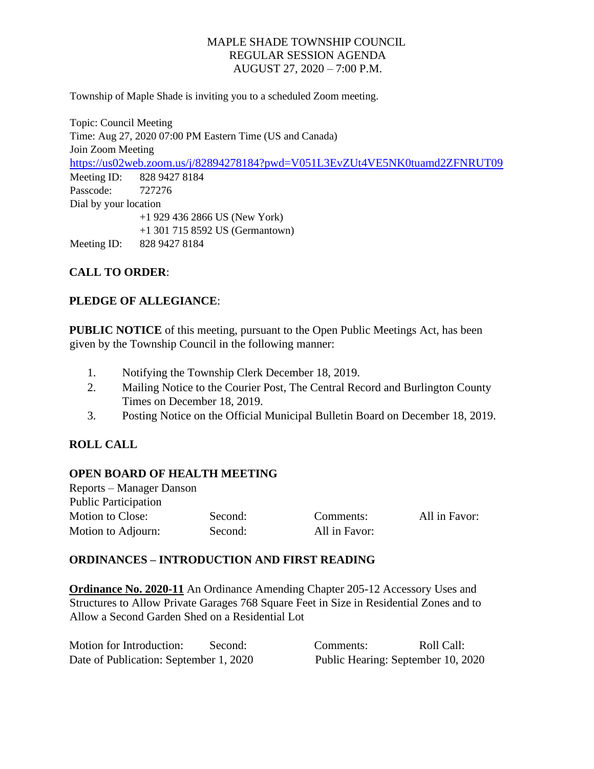MAPLE SHADE TOWNSHIP COUNCIL
REGULAR SESSION AGENDA
AUGUST 27, 2020 – 7:00 P.M.

Township of Maple Shade is inviting you to a scheduled Zoom meeting.

Topic: Council Meeting
Time: Aug 27, 2020 07:00 PM Eastern Time (US and Canada)
Join Zoom Meeting
https://us02web.zoom.us/j/82894278184?pwd=V051L3EvZUt4VE5NK0tuamd2ZFNRUT09
Meeting ID: 828 9427 8184
Passcode: 727276
Dial by your location
+1 929 436 2866 US (New York)
+1 301 715 8592 US (Germantown)
Meeting ID: 828 9427 8184

**CALL TO ORDER**:

**PLEDGE OF ALLEGIANCE**:

**PUBLIC NOTICE** of this meeting, pursuant to the Open Public Meetings Act, has been given by the Township Council in the following manner:

1. Notifying the Township Clerk December 18, 2019.
2. Mailing Notice to the Courier Post, The Central Record and Burlington County Times on December 18, 2019.
3. Posting Notice on the Official Municipal Bulletin Board on December 18, 2019.

**ROLL CALL**

**OPEN BOARD OF HEALTH MEETING**

Reports – Manager Danson
Public Participation

| Motion to Close: | Second: | Comments: | All in Favor: |
|---|---|---|---|
| Motion to Adjourn: | Second: | All in Favor: | |

**ORDINANCES – INTRODUCTION AND FIRST READING**

**Ordinance No. 2020-11** An Ordinance Amending Chapter 205-12 Accessory Uses and Structures to Allow Private Garages 768 Square Feet in Size in Residential Zones and to Allow a Second Garden Shed on a Residential Lot

Motion for Introduction: Second: Comments: Roll Call:
Date of Publication: September 1, 2020 Public Hearing: September 10, 2020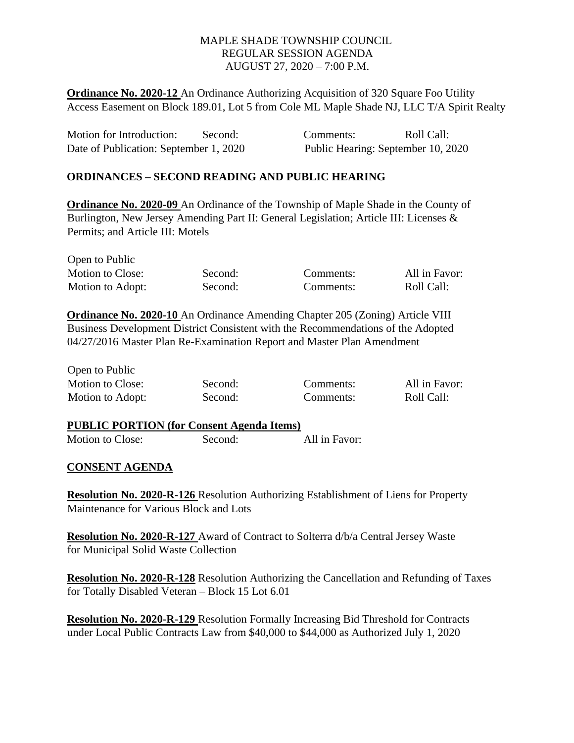MAPLE SHADE TOWNSHIP COUNCIL
REGULAR SESSION AGENDA
AUGUST 27, 2020 – 7:00 P.M.

**Ordinance No. 2020-12** An Ordinance Authorizing Acquisition of 320 Square Foo Utility Access Easement on Block 189.01, Lot 5 from Cole ML Maple Shade NJ, LLC T/A Spirit Realty

| Motion for Introduction: | Second: | Comments: | Roll Call: |
|---|---|---|---|
| Date of Publication: September 1, 2020 | | Public Hearing: September 10, 2020 | |

## ORDINANCES – SECOND READING AND PUBLIC HEARING

**Ordinance No. 2020-09** An Ordinance of the Township of Maple Shade in the County of Burlington, New Jersey Amending Part II: General Legislation; Article III: Licenses & Permits; and Article III: Motels

Open to Public

| Motion to Close: | Second: | Comments: | All in Favor: |
|---|---|---|---|
| Motion to Adopt: | Second: | Comments: | Roll Call: |

**Ordinance No. 2020-10** An Ordinance Amending Chapter 205 (Zoning) Article VIII Business Development District Consistent with the Recommendations of the Adopted 04/27/2016 Master Plan Re-Examination Report and Master Plan Amendment

Open to Public

| Motion to Close: | Second: | Comments: | All in Favor: |
|---|---|---|---|
| Motion to Adopt: | Second: | Comments: | Roll Call: |

**PUBLIC PORTION (for Consent Agenda Items)**

| Motion to Close: | Second: | All in Favor: |
|---|---|---|

**CONSENT AGENDA**

**Resolution No. 2020-R-126** Resolution Authorizing Establishment of Liens for Property Maintenance for Various Block and Lots

**Resolution No. 2020-R-127** Award of Contract to Solterra d/b/a Central Jersey Waste for Municipal Solid Waste Collection

**Resolution No. 2020-R-128** Resolution Authorizing the Cancellation and Refunding of Taxes for Totally Disabled Veteran – Block 15 Lot 6.01

**Resolution No. 2020-R-129** Resolution Formally Increasing Bid Threshold for Contracts under Local Public Contracts Law from $40,000 to $44,000 as Authorized July 1, 2020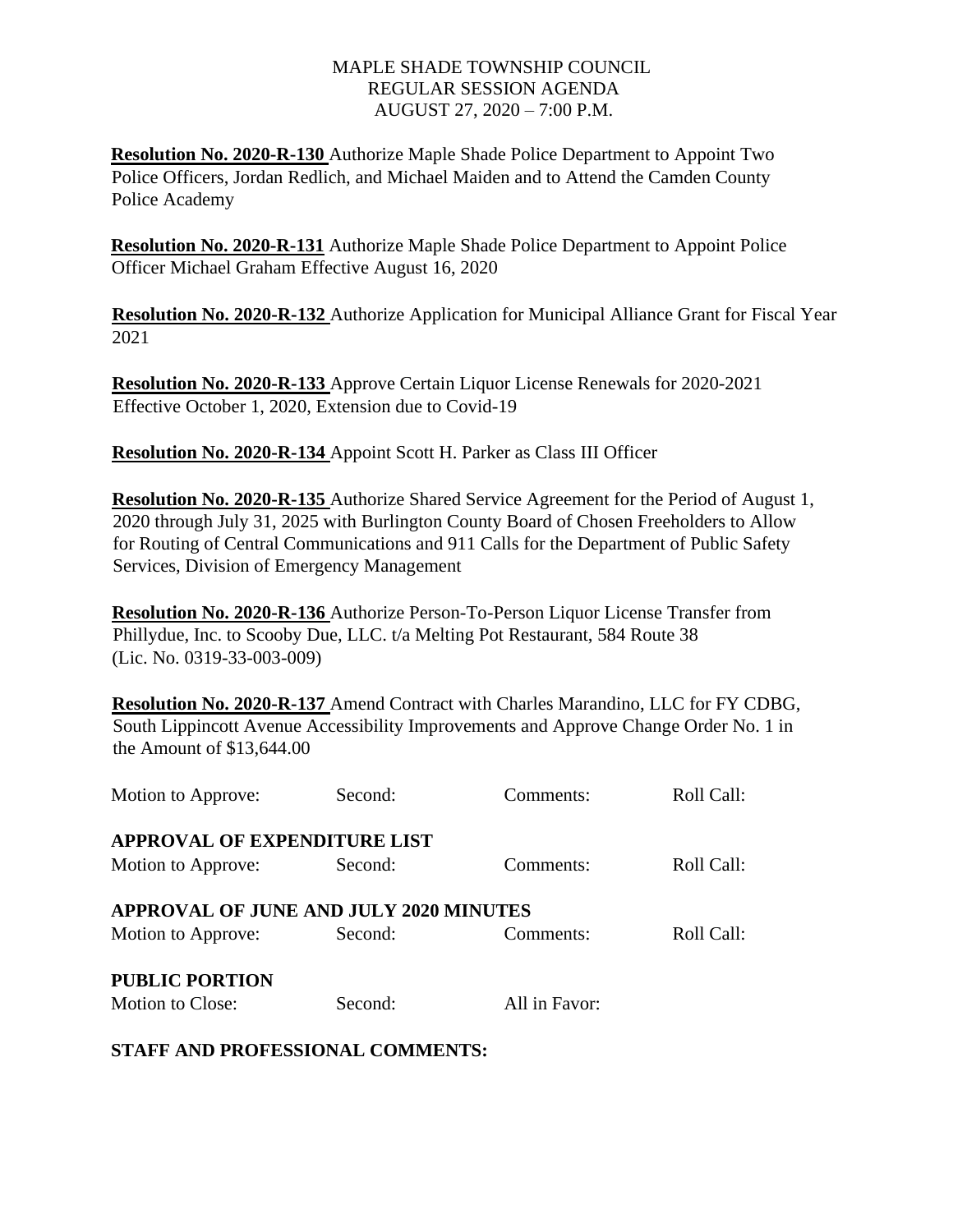MAPLE SHADE TOWNSHIP COUNCIL
REGULAR SESSION AGENDA
AUGUST 27, 2020 – 7:00 P.M.

**Resolution No. 2020-R-130** Authorize Maple Shade Police Department to Appoint Two Police Officers, Jordan Redlich, and Michael Maiden and to Attend the Camden County Police Academy

**Resolution No. 2020-R-131** Authorize Maple Shade Police Department to Appoint Police Officer Michael Graham Effective August 16, 2020

**Resolution No. 2020-R-132** Authorize Application for Municipal Alliance Grant for Fiscal Year 2021

**Resolution No. 2020-R-133** Approve Certain Liquor License Renewals for 2020-2021 Effective October 1, 2020, Extension due to Covid-19

**Resolution No. 2020-R-134** Appoint Scott H. Parker as Class III Officer

**Resolution No. 2020-R-135** Authorize Shared Service Agreement for the Period of August 1, 2020 through July 31, 2025 with Burlington County Board of Chosen Freeholders to Allow for Routing of Central Communications and 911 Calls for the Department of Public Safety Services, Division of Emergency Management

**Resolution No. 2020-R-136** Authorize Person-To-Person Liquor License Transfer from Phillydue, Inc. to Scooby Due, LLC. t/a Melting Pot Restaurant, 584 Route 38 (Lic. No. 0319-33-003-009)

**Resolution No. 2020-R-137** Amend Contract with Charles Marandino, LLC for FY CDBG, South Lippincott Avenue Accessibility Improvements and Approve Change Order No. 1 in the Amount of $13,644.00

Motion to Approve: Second: Comments: Roll Call:

**APPROVAL OF EXPENDITURE LIST**

Motion to Approve: Second: Comments: Roll Call:

**APPROVAL OF JUNE AND JULY 2020 MINUTES**

Motion to Approve: Second: Comments: Roll Call:

**PUBLIC PORTION**

Motion to Close: Second: All in Favor:

**STAFF AND PROFESSIONAL COMMENTS:**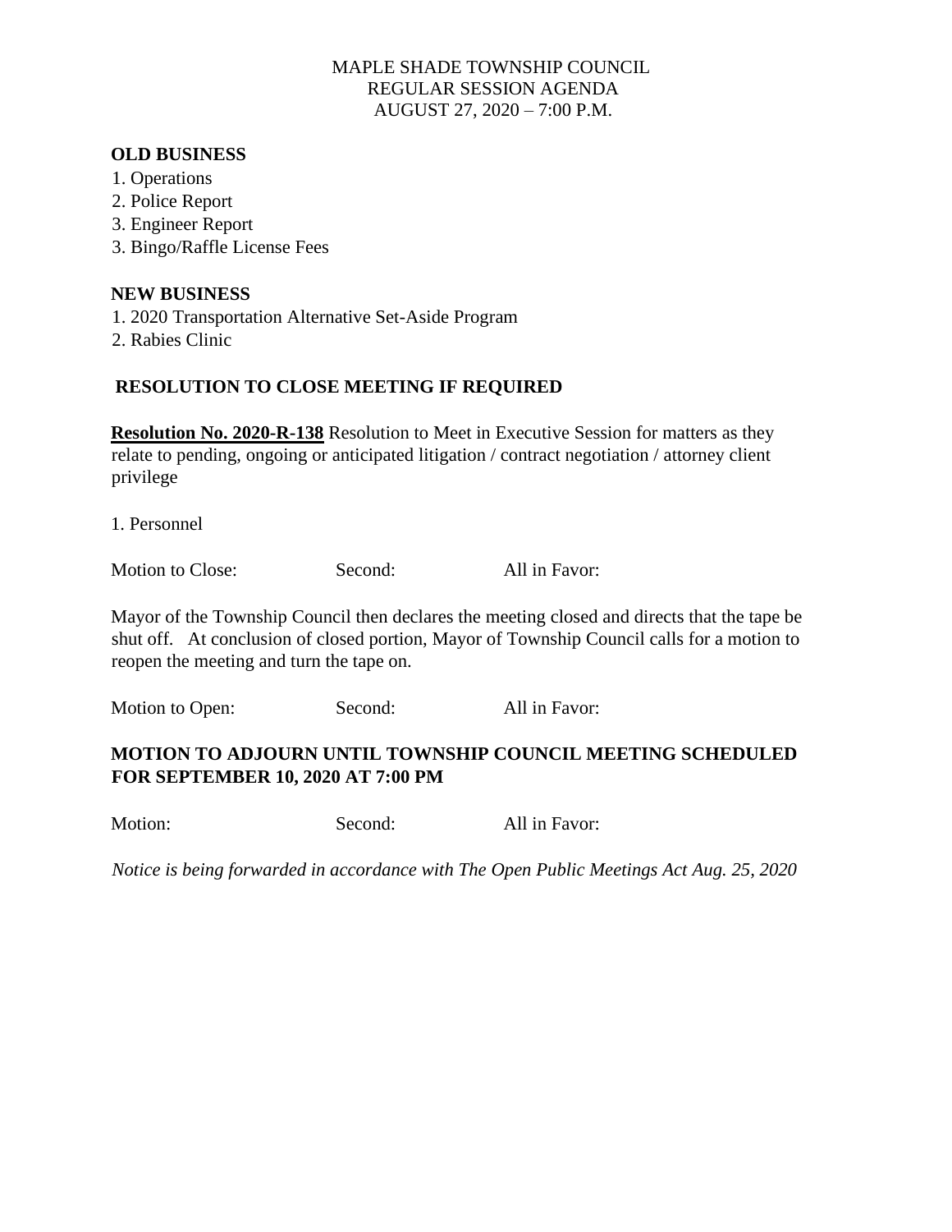MAPLE SHADE TOWNSHIP COUNCIL
REGULAR SESSION AGENDA
AUGUST 27, 2020 – 7:00 P.M.

**OLD BUSINESS**

1. Operations
2. Police Report
3. Engineer Report
3. Bingo/Raffle License Fees

**NEW BUSINESS**

1. 2020 Transportation Alternative Set-Aside Program
2. Rabies Clinic

**RESOLUTION TO CLOSE MEETING IF REQUIRED**

**Resolution No. 2020-R-138** Resolution to Meet in Executive Session for matters as they relate to pending, ongoing or anticipated litigation / contract negotiation / attorney client privilege

1. Personnel

Motion to Close: Second: All in Favor:

Mayor of the Township Council then declares the meeting closed and directs that the tape be shut off. At conclusion of closed portion, Mayor of Township Council calls for a motion to reopen the meeting and turn the tape on.

Motion to Open: Second: All in Favor:

**MOTION TO ADJOURN UNTIL TOWNSHIP COUNCIL MEETING SCHEDULED FOR SEPTEMBER 10, 2020 AT 7:00 PM**

Motion: Second: All in Favor:

*Notice is being forwarded in accordance with The Open Public Meetings Act Aug. 25, 2020*